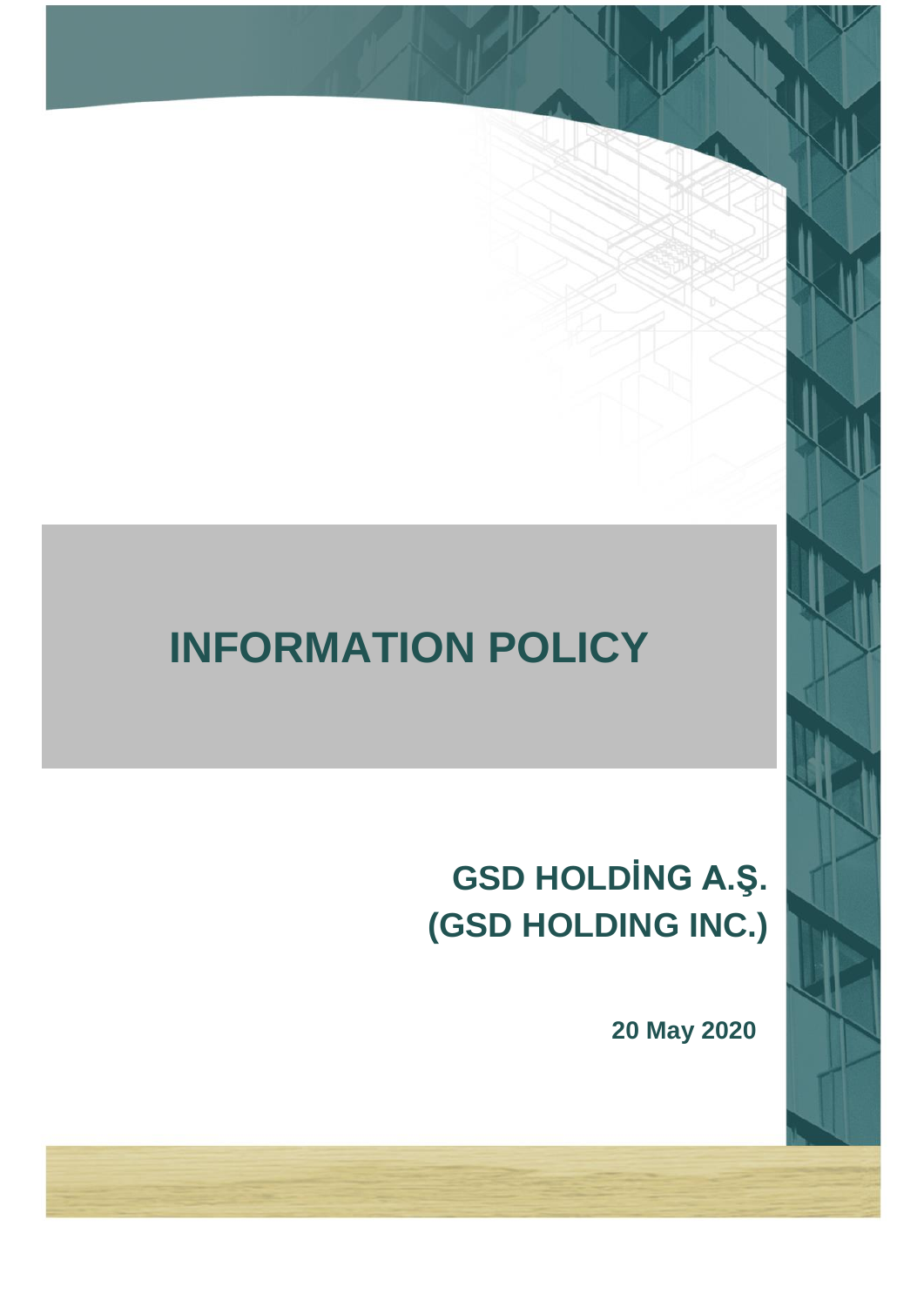# INFORMATION POLICY

## GSD HOLDİNG A.Ş.
## (GSD HOLDING INC.)

**20 May 2020**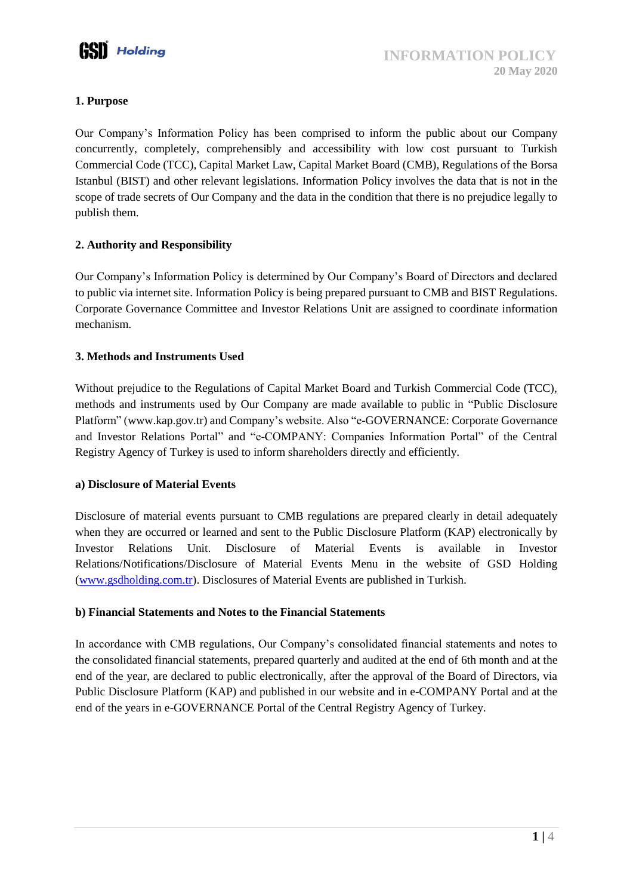# INFORMATION POLICY

**20 May 2020**

## 1. Purpose

Our Company's Information Policy has been comprised to inform the public about our Company concurrently, completely, comprehensibly and accessibility with low cost pursuant to Turkish Commercial Code (TCC), Capital Market Law, Capital Market Board (CMB), Regulations of the Borsa Istanbul (BIST) and other relevant legislations. Information Policy involves the data that is not in the scope of trade secrets of Our Company and the data in the condition that there is no prejudice legally to publish them.

## 2. Authority and Responsibility

Our Company's Information Policy is determined by Our Company's Board of Directors and declared to public via internet site. Information Policy is being prepared pursuant to CMB and BIST Regulations. Corporate Governance Committee and Investor Relations Unit are assigned to coordinate information mechanism.

## 3. Methods and Instruments Used

Without prejudice to the Regulations of Capital Market Board and Turkish Commercial Code (TCC), methods and instruments used by Our Company are made available to public in "Public Disclosure Platform" (www.kap.gov.tr) and Company's website. Also "e-GOVERNANCE: Corporate Governance and Investor Relations Portal" and "e-COMPANY: Companies Information Portal" of the Central Registry Agency of Turkey is used to inform shareholders directly and efficiently.

### a) Disclosure of Material Events

Disclosure of material events pursuant to CMB regulations are prepared clearly in detail adequately when they are occurred or learned and sent to the Public Disclosure Platform (KAP) electronically by Investor Relations Unit. Disclosure of Material Events is available in Investor Relations/Notifications/Disclosure of Material Events Menu in the website of GSD Holding (www.gsdholding.com.tr). Disclosures of Material Events are published in Turkish.

### b) Financial Statements and Notes to the Financial Statements

In accordance with CMB regulations, Our Company's consolidated financial statements and notes to the consolidated financial statements, prepared quarterly and audited at the end of 6th month and at the end of the year, are declared to public electronically, after the approval of the Board of Directors, via Public Disclosure Platform (KAP) and published in our website and in e-COMPANY Portal and at the end of the years in e-GOVERNANCE Portal of the Central Registry Agency of Turkey.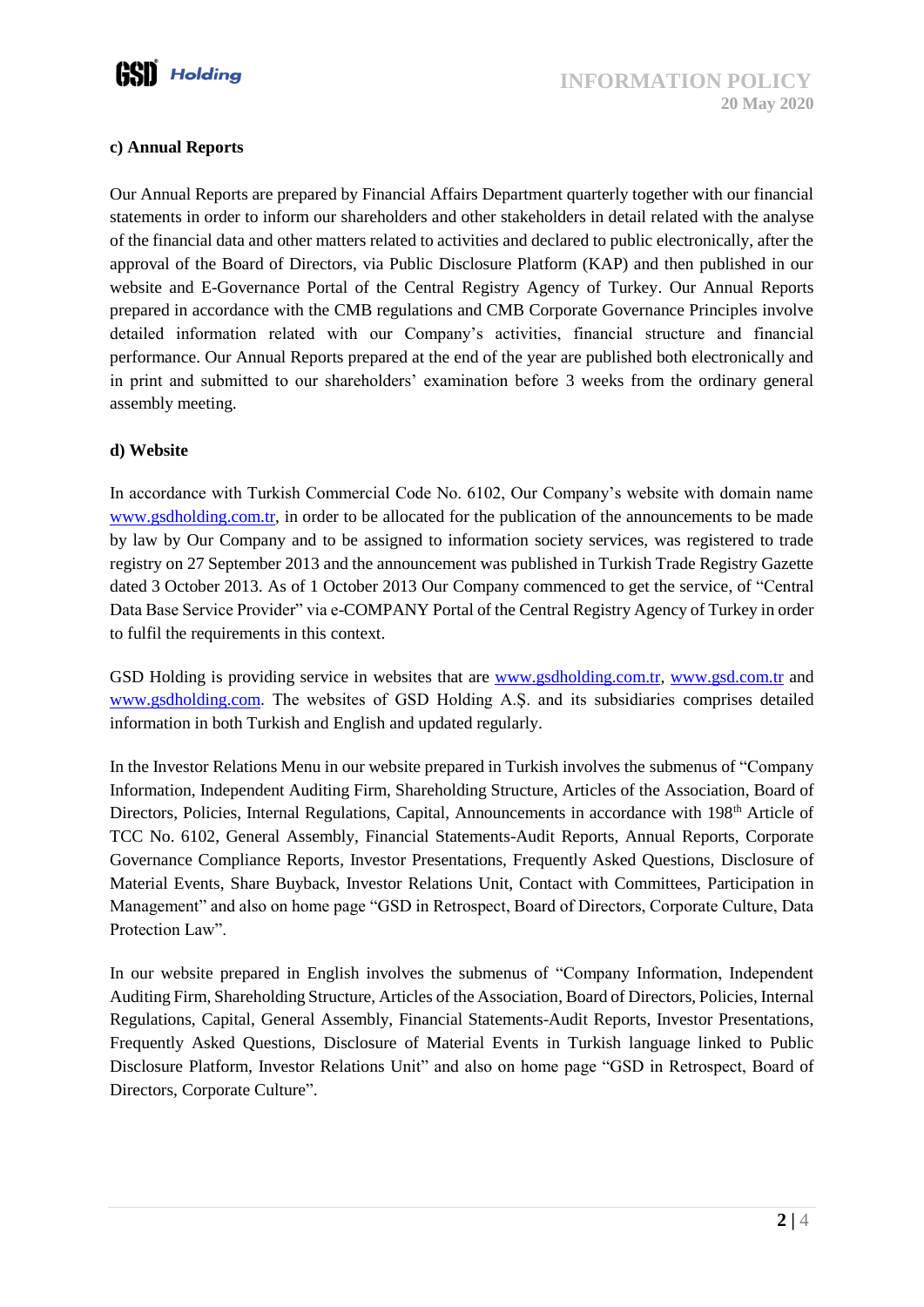#### c) Annual Reports

Our Annual Reports are prepared by Financial Affairs Department quarterly together with our financial statements in order to inform our shareholders and other stakeholders in detail related with the analyse of the financial data and other matters related to activities and declared to public electronically, after the approval of the Board of Directors, via Public Disclosure Platform (KAP) and then published in our website and E-Governance Portal of the Central Registry Agency of Turkey. Our Annual Reports prepared in accordance with the CMB regulations and CMB Corporate Governance Principles involve detailed information related with our Company's activities, financial structure and financial performance. Our Annual Reports prepared at the end of the year are published both electronically and in print and submitted to our shareholders' examination before 3 weeks from the ordinary general assembly meeting.

#### d) Website

In accordance with Turkish Commercial Code No. 6102, Our Company's website with domain name www.gsdholding.com.tr, in order to be allocated for the publication of the announcements to be made by law by Our Company and to be assigned to information society services, was registered to trade registry on 27 September 2013 and the announcement was published in Turkish Trade Registry Gazette dated 3 October 2013. As of 1 October 2013 Our Company commenced to get the service, of "Central Data Base Service Provider" via e-COMPANY Portal of the Central Registry Agency of Turkey in order to fulfil the requirements in this context.

GSD Holding is providing service in websites that are www.gsdholding.com.tr, www.gsd.com.tr and www.gsdholding.com. The websites of GSD Holding A.Ş. and its subsidiaries comprises detailed information in both Turkish and English and updated regularly.

In the Investor Relations Menu in our website prepared in Turkish involves the submenus of "Company Information, Independent Auditing Firm, Shareholding Structure, Articles of the Association, Board of Directors, Policies, Internal Regulations, Capital, Announcements in accordance with 198th Article of TCC No. 6102, General Assembly, Financial Statements-Audit Reports, Annual Reports, Corporate Governance Compliance Reports, Investor Presentations, Frequently Asked Questions, Disclosure of Material Events, Share Buyback, Investor Relations Unit, Contact with Committees, Participation in Management" and also on home page "GSD in Retrospect, Board of Directors, Corporate Culture, Data Protection Law".

In our website prepared in English involves the submenus of "Company Information, Independent Auditing Firm, Shareholding Structure, Articles of the Association, Board of Directors, Policies, Internal Regulations, Capital, General Assembly, Financial Statements-Audit Reports, Investor Presentations, Frequently Asked Questions, Disclosure of Material Events in Turkish language linked to Public Disclosure Platform, Investor Relations Unit" and also on home page "GSD in Retrospect, Board of Directors, Corporate Culture".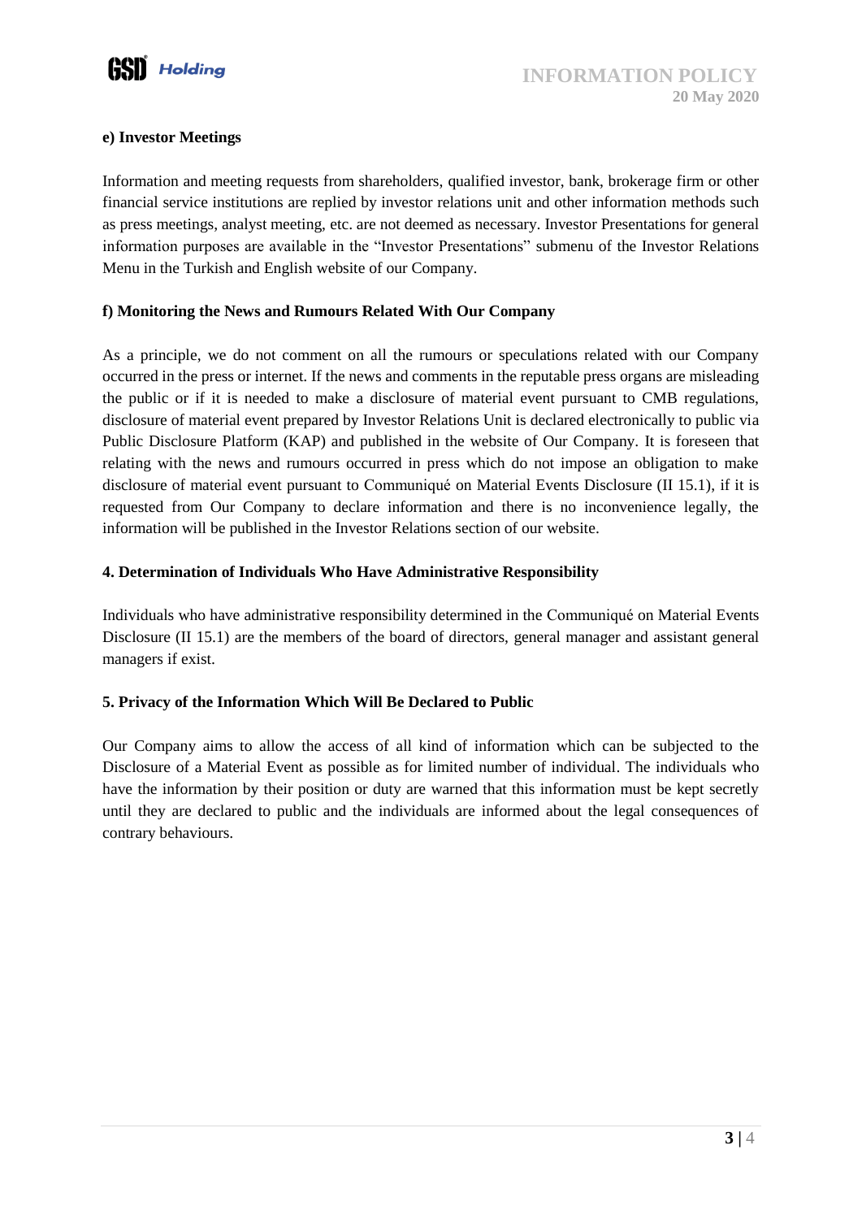#### e) Investor Meetings

Information and meeting requests from shareholders, qualified investor, bank, brokerage firm or other financial service institutions are replied by investor relations unit and other information methods such as press meetings, analyst meeting, etc. are not deemed as necessary. Investor Presentations for general information purposes are available in the "Investor Presentations" submenu of the Investor Relations Menu in the Turkish and English website of our Company.

#### f) Monitoring the News and Rumours Related With Our Company

As a principle, we do not comment on all the rumours or speculations related with our Company occurred in the press or internet. If the news and comments in the reputable press organs are misleading the public or if it is needed to make a disclosure of material event pursuant to CMB regulations, disclosure of material event prepared by Investor Relations Unit is declared electronically to public via Public Disclosure Platform (KAP) and published in the website of Our Company. It is foreseen that relating with the news and rumours occurred in press which do not impose an obligation to make disclosure of material event pursuant to Communiqué on Material Events Disclosure (II 15.1), if it is requested from Our Company to declare information and there is no inconvenience legally, the information will be published in the Investor Relations section of our website.

### 4. Determination of Individuals Who Have Administrative Responsibility

Individuals who have administrative responsibility determined in the Communiqué on Material Events Disclosure (II 15.1) are the members of the board of directors, general manager and assistant general managers if exist.

### 5. Privacy of the Information Which Will Be Declared to Public

Our Company aims to allow the access of all kind of information which can be subjected to the Disclosure of a Material Event as possible as for limited number of individual. The individuals who have the information by their position or duty are warned that this information must be kept secretly until they are declared to public and the individuals are informed about the legal consequences of contrary behaviours.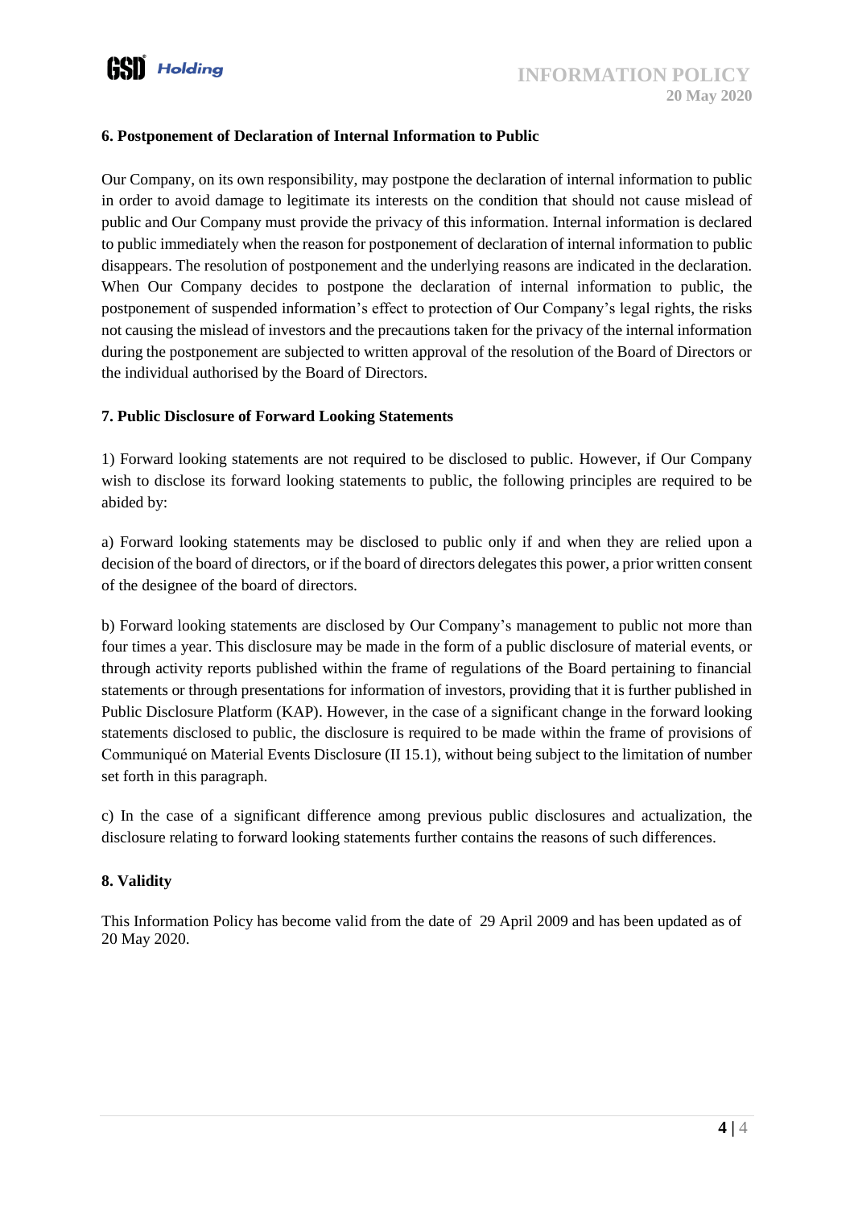## 6. Postponement of Declaration of Internal Information to Public

Our Company, on its own responsibility, may postpone the declaration of internal information to public in order to avoid damage to legitimate its interests on the condition that should not cause mislead of public and Our Company must provide the privacy of this information. Internal information is declared to public immediately when the reason for postponement of declaration of internal information to public disappears. The resolution of postponement and the underlying reasons are indicated in the declaration. When Our Company decides to postpone the declaration of internal information to public, the postponement of suspended information's effect to protection of Our Company's legal rights, the risks not causing the mislead of investors and the precautions taken for the privacy of the internal information during the postponement are subjected to written approval of the resolution of the Board of Directors or the individual authorised by the Board of Directors.

## 7. Public Disclosure of Forward Looking Statements

1) Forward looking statements are not required to be disclosed to public. However, if Our Company wish to disclose its forward looking statements to public, the following principles are required to be abided by:

a) Forward looking statements may be disclosed to public only if and when they are relied upon a decision of the board of directors, or if the board of directors delegates this power, a prior written consent of the designee of the board of directors.

b) Forward looking statements are disclosed by Our Company's management to public not more than four times a year. This disclosure may be made in the form of a public disclosure of material events, or through activity reports published within the frame of regulations of the Board pertaining to financial statements or through presentations for information of investors, providing that it is further published in Public Disclosure Platform (KAP). However, in the case of a significant change in the forward looking statements disclosed to public, the disclosure is required to be made within the frame of provisions of Communiqué on Material Events Disclosure (II 15.1), without being subject to the limitation of number set forth in this paragraph.

c) In the case of a significant difference among previous public disclosures and actualization, the disclosure relating to forward looking statements further contains the reasons of such differences.

## 8. Validity

This Information Policy has become valid from the date of 29 April 2009 and has been updated as of 20 May 2020.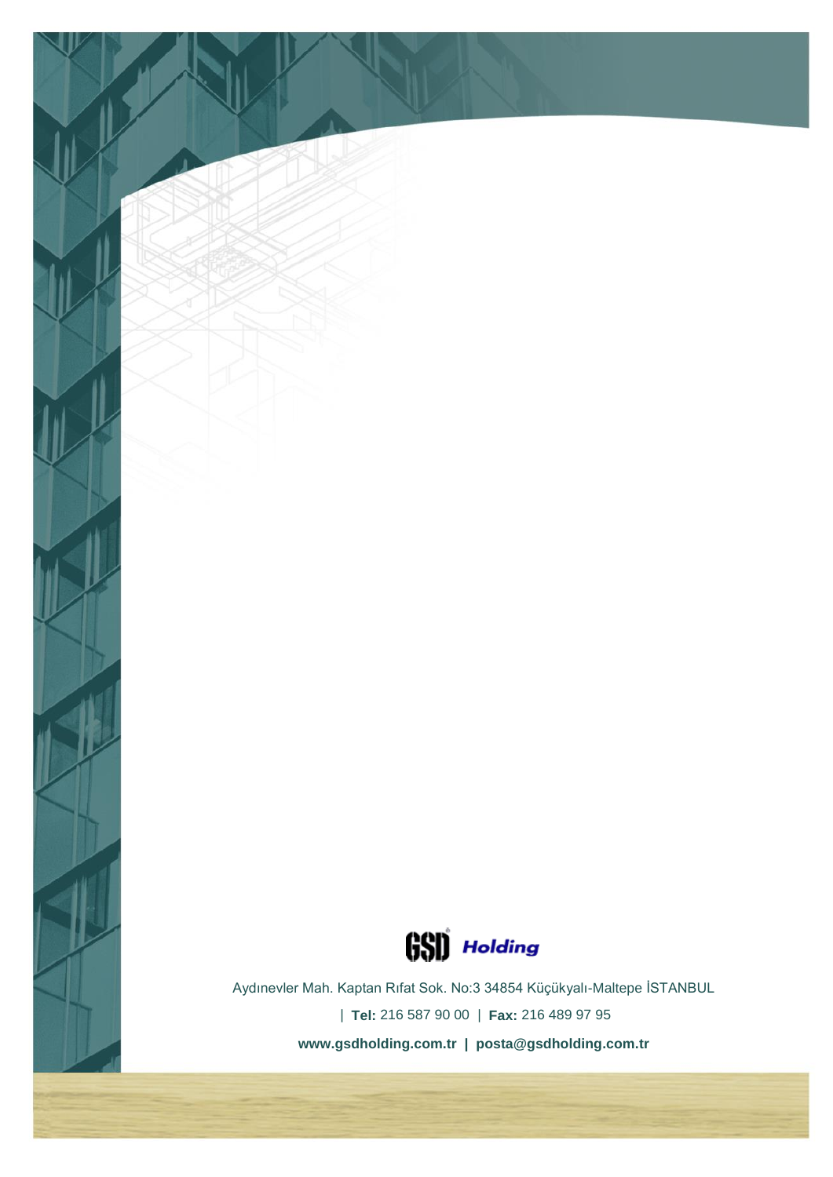**GSD Holding**

Aydınevler Mah. Kaptan Rıfat Sok. No:3 34854 Küçükyalı-Maltepe İSTANBUL

| **Tel:** 216 587 90 00 | **Fax:** 216 489 97 95

**www.gsdholding.com.tr | posta@gsdholding.com.tr**